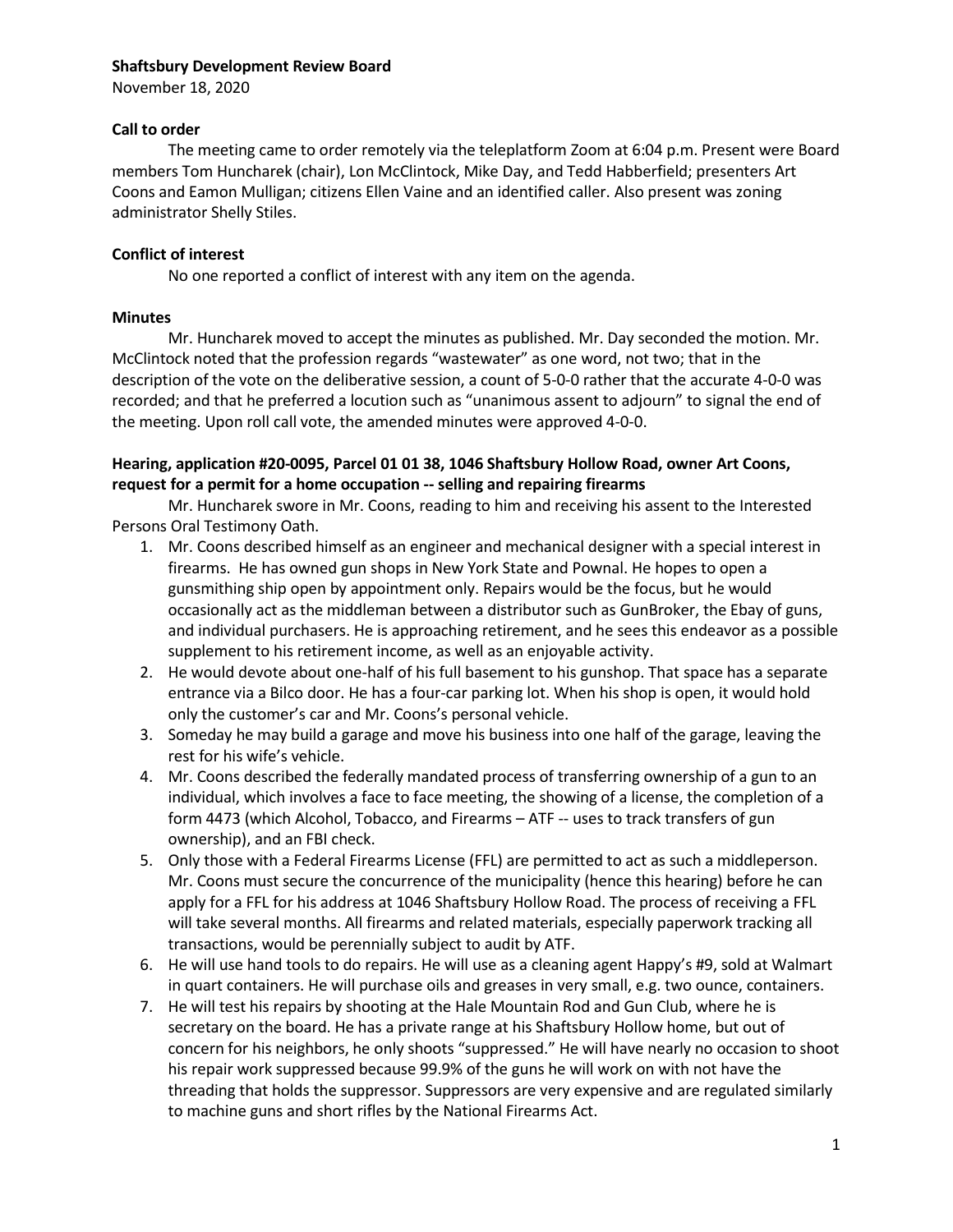**Shaftsbury Development Review Board**

November 18, 2020

**Call to order**

The meeting came to order remotely via the teleplatform Zoom at 6:04 p.m. Present were Board members Tom Huncharek (chair), Lon McClintock, Mike Day, and Tedd Habberfield; presenters Art Coons and Eamon Mulligan; citizens Ellen Vaine and an identified caller. Also present was zoning administrator Shelly Stiles.

**Conflict of interest**

No one reported a conflict of interest with any item on the agenda.

**Minutes**

Mr. Huncharek moved to accept the minutes as published. Mr. Day seconded the motion. Mr. McClintock noted that the profession regards "wastewater" as one word, not two; that in the description of the vote on the deliberative session, a count of 5-0-0 rather that the accurate 4-0-0 was recorded; and that he preferred a locution such as "unanimous assent to adjourn" to signal the end of the meeting. Upon roll call vote, the amended minutes were approved 4-0-0.

**Hearing, application #20-0095, Parcel 01 01 38, 1046 Shaftsbury Hollow Road, owner Art Coons, request for a permit for a home occupation -- selling and repairing firearms**

Mr. Huncharek swore in Mr. Coons, reading to him and receiving his assent to the Interested Persons Oral Testimony Oath.

1. Mr. Coons described himself as an engineer and mechanical designer with a special interest in firearms. He has owned gun shops in New York State and Pownal. He hopes to open a gunsmithing ship open by appointment only. Repairs would be the focus, but he would occasionally act as the middleman between a distributor such as GunBroker, the Ebay of guns, and individual purchasers. He is approaching retirement, and he sees this endeavor as a possible supplement to his retirement income, as well as an enjoyable activity.
2. He would devote about one-half of his full basement to his gunshop. That space has a separate entrance via a Bilco door. He has a four-car parking lot. When his shop is open, it would hold only the customer's car and Mr. Coons's personal vehicle.
3. Someday he may build a garage and move his business into one half of the garage, leaving the rest for his wife's vehicle.
4. Mr. Coons described the federally mandated process of transferring ownership of a gun to an individual, which involves a face to face meeting, the showing of a license, the completion of a form 4473 (which Alcohol, Tobacco, and Firearms – ATF -- uses to track transfers of gun ownership), and an FBI check.
5. Only those with a Federal Firearms License (FFL) are permitted to act as such a middleperson. Mr. Coons must secure the concurrence of the municipality (hence this hearing) before he can apply for a FFL for his address at 1046 Shaftsbury Hollow Road. The process of receiving a FFL will take several months. All firearms and related materials, especially paperwork tracking all transactions, would be perennially subject to audit by ATF.
6. He will use hand tools to do repairs. He will use as a cleaning agent Happy's #9, sold at Walmart in quart containers. He will purchase oils and greases in very small, e.g. two ounce, containers.
7. He will test his repairs by shooting at the Hale Mountain Rod and Gun Club, where he is secretary on the board. He has a private range at his Shaftsbury Hollow home, but out of concern for his neighbors, he only shoots "suppressed." He will have nearly no occasion to shoot his repair work suppressed because 99.9% of the guns he will work on with not have the threading that holds the suppressor. Suppressors are very expensive and are regulated similarly to machine guns and short rifles by the National Firearms Act.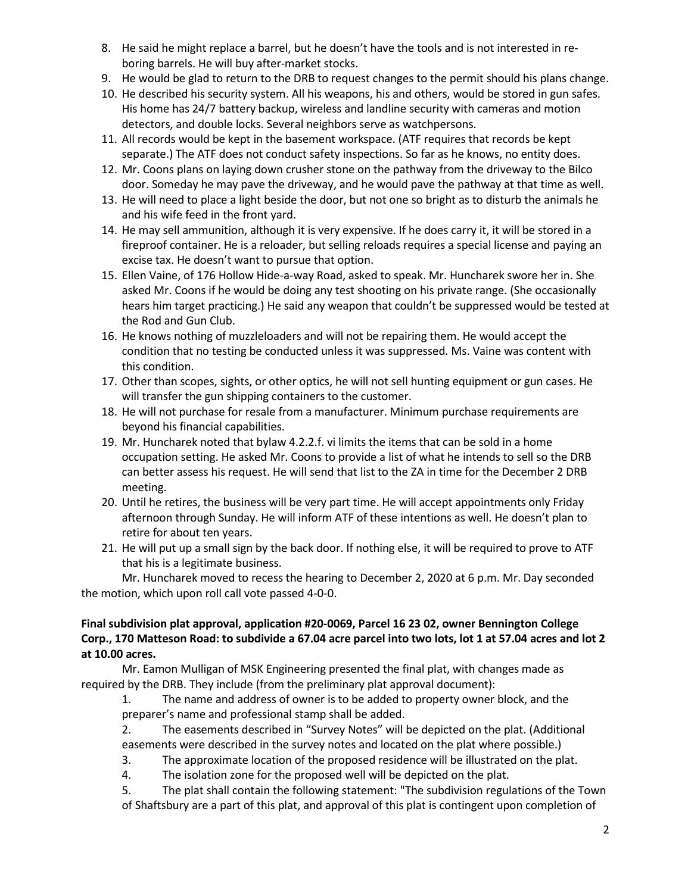8. He said he might replace a barrel, but he doesn't have the tools and is not interested in re-boring barrels. He will buy after-market stocks.
9. He would be glad to return to the DRB to request changes to the permit should his plans change.
10. He described his security system. All his weapons, his and others, would be stored in gun safes. His home has 24/7 battery backup, wireless and landline security with cameras and motion detectors, and double locks. Several neighbors serve as watchpersons.
11. All records would be kept in the basement workspace. (ATF requires that records be kept separate.) The ATF does not conduct safety inspections. So far as he knows, no entity does.
12. Mr. Coons plans on laying down crusher stone on the pathway from the driveway to the Bilco door. Someday he may pave the driveway, and he would pave the pathway at that time as well.
13. He will need to place a light beside the door, but not one so bright as to disturb the animals he and his wife feed in the front yard.
14. He may sell ammunition, although it is very expensive. If he does carry it, it will be stored in a fireproof container. He is a reloader, but selling reloads requires a special license and paying an excise tax. He doesn't want to pursue that option.
15. Ellen Vaine, of 176 Hollow Hide-a-way Road, asked to speak. Mr. Huncharek swore her in. She asked Mr. Coons if he would be doing any test shooting on his private range. (She occasionally hears him target practicing.) He said any weapon that couldn't be suppressed would be tested at the Rod and Gun Club.
16. He knows nothing of muzzleloaders and will not be repairing them. He would accept the condition that no testing be conducted unless it was suppressed. Ms. Vaine was content with this condition.
17. Other than scopes, sights, or other optics, he will not sell hunting equipment or gun cases. He will transfer the gun shipping containers to the customer.
18. He will not purchase for resale from a manufacturer. Minimum purchase requirements are beyond his financial capabilities.
19. Mr. Huncharek noted that bylaw 4.2.2.f. vi limits the items that can be sold in a home occupation setting. He asked Mr. Coons to provide a list of what he intends to sell so the DRB can better assess his request. He will send that list to the ZA in time for the December 2 DRB meeting.
20. Until he retires, the business will be very part time. He will accept appointments only Friday afternoon through Sunday. He will inform ATF of these intentions as well. He doesn't plan to retire for about ten years.
21. He will put up a small sign by the back door. If nothing else, it will be required to prove to ATF that his is a legitimate business.

Mr. Huncharek moved to recess the hearing to December 2, 2020 at 6 p.m. Mr. Day seconded the motion, which upon roll call vote passed 4-0-0.

**Final subdivision plat approval, application #20-0069, Parcel 16 23 02, owner Bennington College Corp., 170 Matteson Road: to subdivide a 67.04 acre parcel into two lots, lot 1 at 57.04 acres and lot 2 at 10.00 acres.**

Mr. Eamon Mulligan of MSK Engineering presented the final plat, with changes made as required by the DRB. They include (from the preliminary plat approval document):

1. The name and address of owner is to be added to property owner block, and the preparer's name and professional stamp shall be added.
2. The easements described in "Survey Notes" will be depicted on the plat. (Additional easements were described in the survey notes and located on the plat where possible.)
3. The approximate location of the proposed residence will be illustrated on the plat.
4. The isolation zone for the proposed well will be depicted on the plat.
5. The plat shall contain the following statement: "The subdivision regulations of the Town of Shaftsbury are a part of this plat, and approval of this plat is contingent upon completion of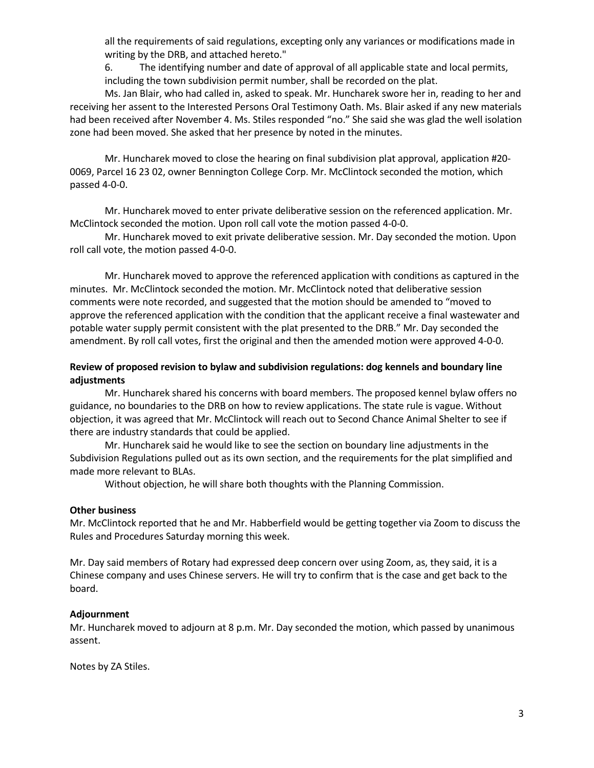all the requirements of said regulations, excepting only any variances or modifications made in writing by the DRB, and attached hereto."

6. The identifying number and date of approval of all applicable state and local permits, including the town subdivision permit number, shall be recorded on the plat.

Ms. Jan Blair, who had called in, asked to speak. Mr. Huncharek swore her in, reading to her and receiving her assent to the Interested Persons Oral Testimony Oath. Ms. Blair asked if any new materials had been received after November 4. Ms. Stiles responded "no." She said she was glad the well isolation zone had been moved. She asked that her presence by noted in the minutes.

Mr. Huncharek moved to close the hearing on final subdivision plat approval, application #20-0069, Parcel 16 23 02, owner Bennington College Corp. Mr. McClintock seconded the motion, which passed 4-0-0.

Mr. Huncharek moved to enter private deliberative session on the referenced application. Mr. McClintock seconded the motion. Upon roll call vote the motion passed 4-0-0.

Mr. Huncharek moved to exit private deliberative session. Mr. Day seconded the motion. Upon roll call vote, the motion passed 4-0-0.

Mr. Huncharek moved to approve the referenced application with conditions as captured in the minutes. Mr. McClintock seconded the motion. Mr. McClintock noted that deliberative session comments were note recorded, and suggested that the motion should be amended to "moved to approve the referenced application with the condition that the applicant receive a final wastewater and potable water supply permit consistent with the plat presented to the DRB." Mr. Day seconded the amendment. By roll call votes, first the original and then the amended motion were approved 4-0-0.

**Review of proposed revision to bylaw and subdivision regulations: dog kennels and boundary line adjustments**

Mr. Huncharek shared his concerns with board members. The proposed kennel bylaw offers no guidance, no boundaries to the DRB on how to review applications. The state rule is vague. Without objection, it was agreed that Mr. McClintock will reach out to Second Chance Animal Shelter to see if there are industry standards that could be applied.

Mr. Huncharek said he would like to see the section on boundary line adjustments in the Subdivision Regulations pulled out as its own section, and the requirements for the plat simplified and made more relevant to BLAs.

Without objection, he will share both thoughts with the Planning Commission.

**Other business**

Mr. McClintock reported that he and Mr. Habberfield would be getting together via Zoom to discuss the Rules and Procedures Saturday morning this week.

Mr. Day said members of Rotary had expressed deep concern over using Zoom, as, they said, it is a Chinese company and uses Chinese servers. He will try to confirm that is the case and get back to the board.

**Adjournment**

Mr. Huncharek moved to adjourn at 8 p.m. Mr. Day seconded the motion, which passed by unanimous assent.

Notes by ZA Stiles.